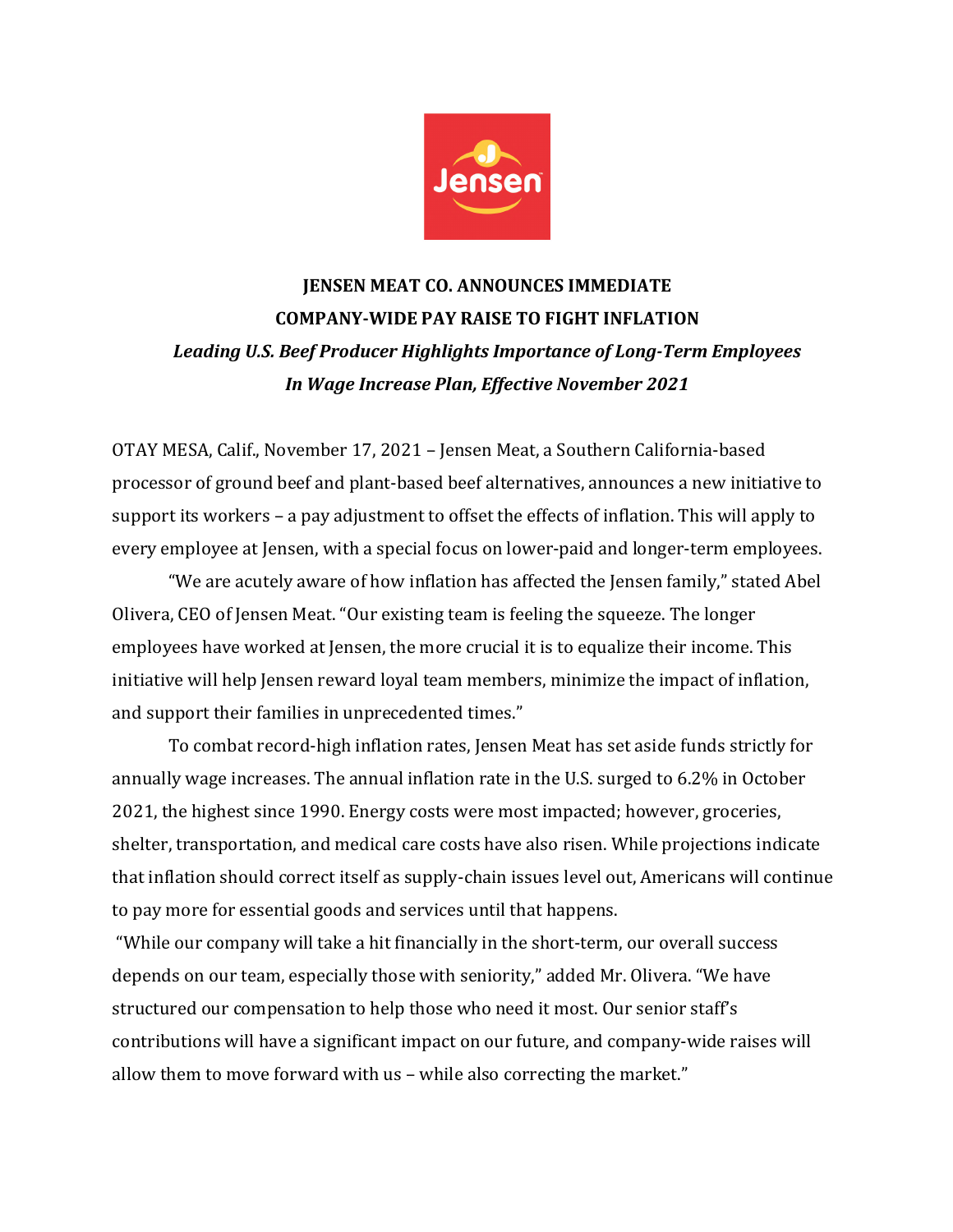# JENSEN MEAT CO. ANNOUNCES IMMEDIATE COMPANY-WIDE PAY RAISE TO FIGHT INFLATION

***Leading U.S. Beef Producer Highlights Importance of Long-Term Employees In Wage Increase Plan, Effective November 2021***

OTAY MESA, Calif., November 17, 2021 – Jensen Meat, a Southern California-based processor of ground beef and plant-based beef alternatives, announces a new initiative to support its workers – a pay adjustment to offset the effects of inflation. This will apply to every employee at Jensen, with a special focus on lower-paid and longer-term employees.

"We are acutely aware of how inflation has affected the Jensen family," stated Abel Olivera, CEO of Jensen Meat. "Our existing team is feeling the squeeze. The longer employees have worked at Jensen, the more crucial it is to equalize their income. This initiative will help Jensen reward loyal team members, minimize the impact of inflation, and support their families in unprecedented times."

To combat record-high inflation rates, Jensen Meat has set aside funds strictly for annually wage increases. The annual inflation rate in the U.S. surged to 6.2% in October 2021, the highest since 1990. Energy costs were most impacted; however, groceries, shelter, transportation, and medical care costs have also risen. While projections indicate that inflation should correct itself as supply-chain issues level out, Americans will continue to pay more for essential goods and services until that happens.

"While our company will take a hit financially in the short-term, our overall success depends on our team, especially those with seniority," added Mr. Olivera. "We have structured our compensation to help those who need it most. Our senior staff's contributions will have a significant impact on our future, and company-wide raises will allow them to move forward with us – while also correcting the market."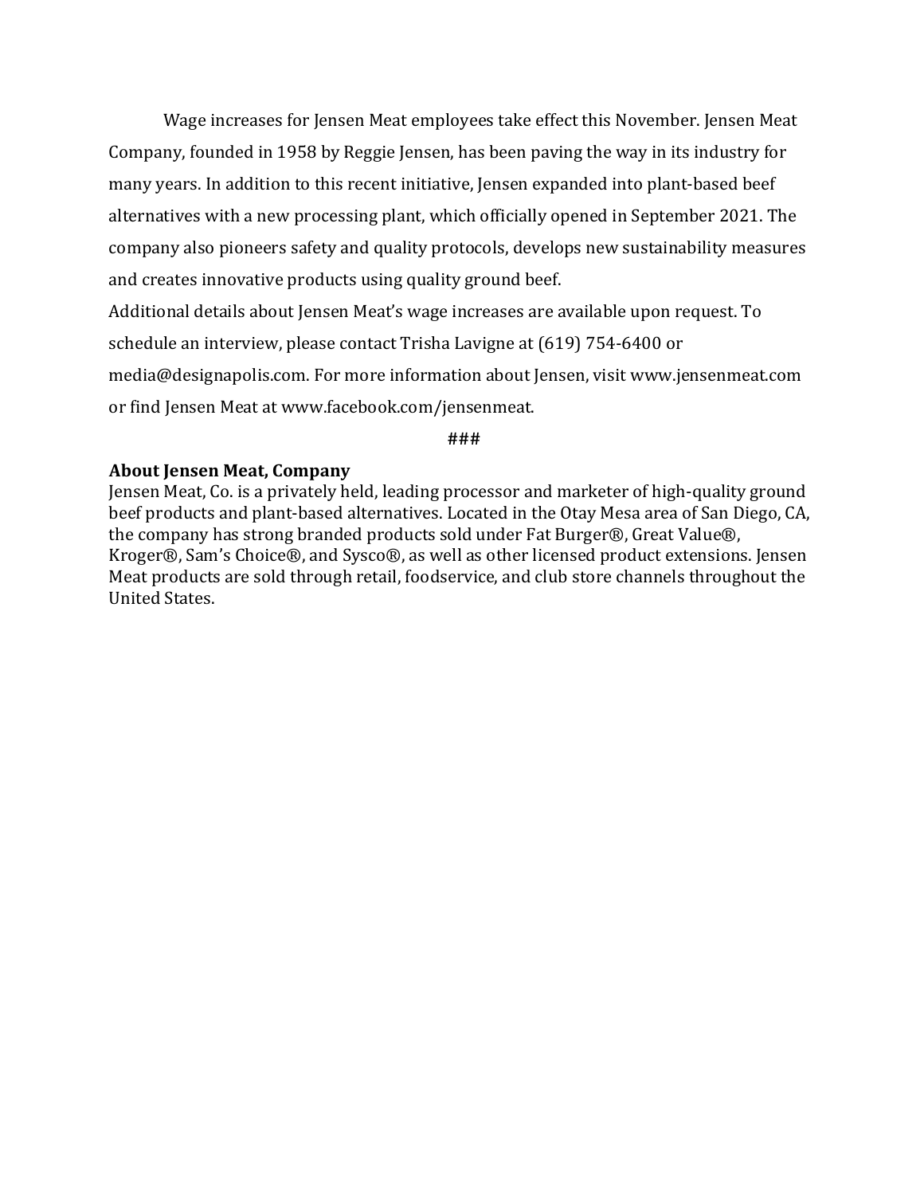Wage increases for Jensen Meat employees take effect this November. Jensen Meat Company, founded in 1958 by Reggie Jensen, has been paving the way in its industry for many years. In addition to this recent initiative, Jensen expanded into plant-based beef alternatives with a new processing plant, which officially opened in September 2021. The company also pioneers safety and quality protocols, develops new sustainability measures and creates innovative products using quality ground beef.

Additional details about Jensen Meat's wage increases are available upon request. To schedule an interview, please contact Trisha Lavigne at (619) 754-6400 or media@designapolis.com. For more information about Jensen, visit www.jensenmeat.com or find Jensen Meat at www.facebook.com/jensenmeat.

###

**About Jensen Meat, Company**

Jensen Meat, Co. is a privately held, leading processor and marketer of high-quality ground beef products and plant-based alternatives. Located in the Otay Mesa area of San Diego, CA, the company has strong branded products sold under Fat Burger®, Great Value®, Kroger®, Sam's Choice®, and Sysco®, as well as other licensed product extensions. Jensen Meat products are sold through retail, foodservice, and club store channels throughout the United States.